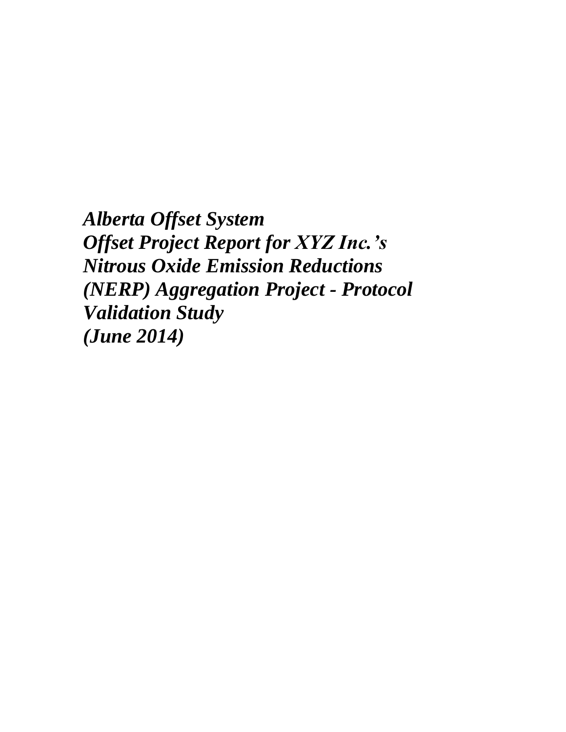***Alberta Offset System***
***Offset Project Report for XYZ Inc.'s Nitrous Oxide Emission Reductions (NERP) Aggregation Project - Protocol Validation Study***
***(June 2014)***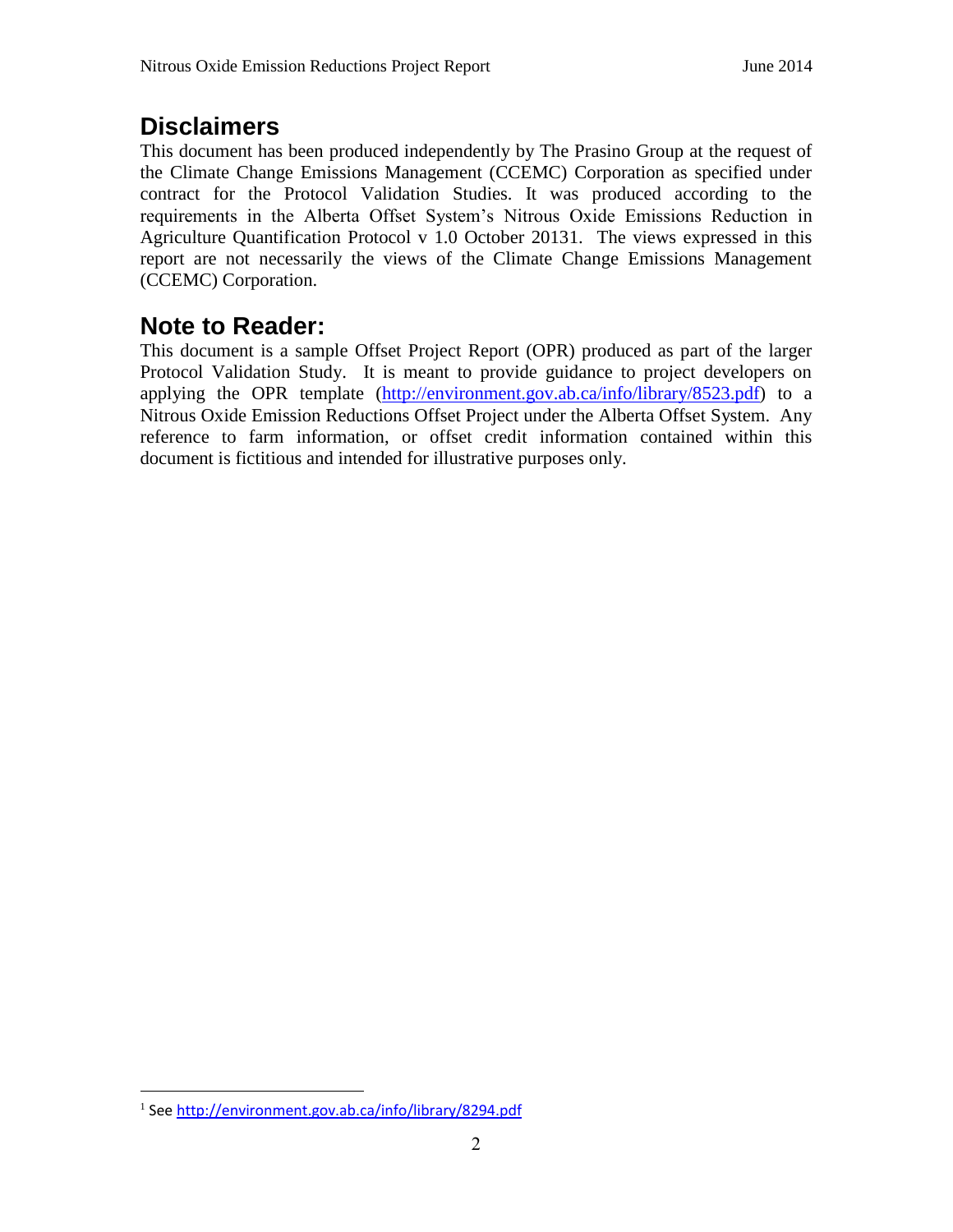# Disclaimers

This document has been produced independently by The Prasino Group at the request of the Climate Change Emissions Management (CCEMC) Corporation as specified under contract for the Protocol Validation Studies. It was produced according to the requirements in the Alberta Offset System's Nitrous Oxide Emissions Reduction in Agriculture Quantification Protocol v 1.0 October 2013[1]. The views expressed in this report are not necessarily the views of the Climate Change Emissions Management (CCEMC) Corporation.

# Note to Reader:

This document is a sample Offset Project Report (OPR) produced as part of the larger Protocol Validation Study. It is meant to provide guidance to project developers on applying the OPR template (http://environment.gov.ab.ca/info/library/8523.pdf) to a Nitrous Oxide Emission Reductions Offset Project under the Alberta Offset System. Any reference to farm information, or offset credit information contained within this document is fictitious and intended for illustrative purposes only.

[1] See http://environment.gov.ab.ca/info/library/8294.pdf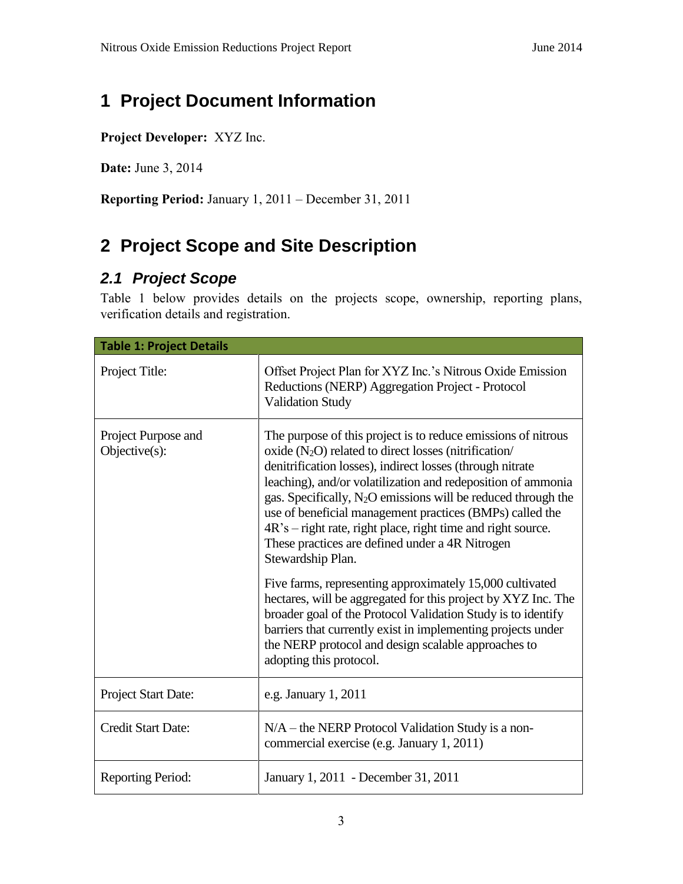# 1 Project Document Information

**Project Developer:** XYZ Inc.

**Date:** June 3, 2014

**Reporting Period:** January 1, 2011 – December 31, 2011

# 2 Project Scope and Site Description

## 2.1 Project Scope

Table 1 below provides details on the projects scope, ownership, reporting plans, verification details and registration.

| **Table 1: Project Details** | |
|---|---|
| Project Title: | Offset Project Plan for XYZ Inc.'s Nitrous Oxide Emission Reductions (NERP) Aggregation Project - Protocol Validation Study |
| Project Purpose and Objective(s): | The purpose of this project is to reduce emissions of nitrous oxide ($N_2O$) related to direct losses (nitrification/ denitrification losses), indirect losses (through nitrate leaching), and/or volatilization and redeposition of ammonia gas. Specifically, $N_2O$ emissions will be reduced through the use of beneficial management practices (BMPs) called the 4R's – right rate, right place, right time and right source. These practices are defined under a 4R Nitrogen Stewardship Plan.<br><br>Five farms, representing approximately 15,000 cultivated hectares, will be aggregated for this project by XYZ Inc. The broader goal of the Protocol Validation Study is to identify barriers that currently exist in implementing projects under the NERP protocol and design scalable approaches to adopting this protocol. |
| Project Start Date: | e.g. January 1, 2011 |
| Credit Start Date: | N/A – the NERP Protocol Validation Study is a non-commercial exercise (e.g. January 1, 2011) |
| Reporting Period: | January 1, 2011 - December 31, 2011 |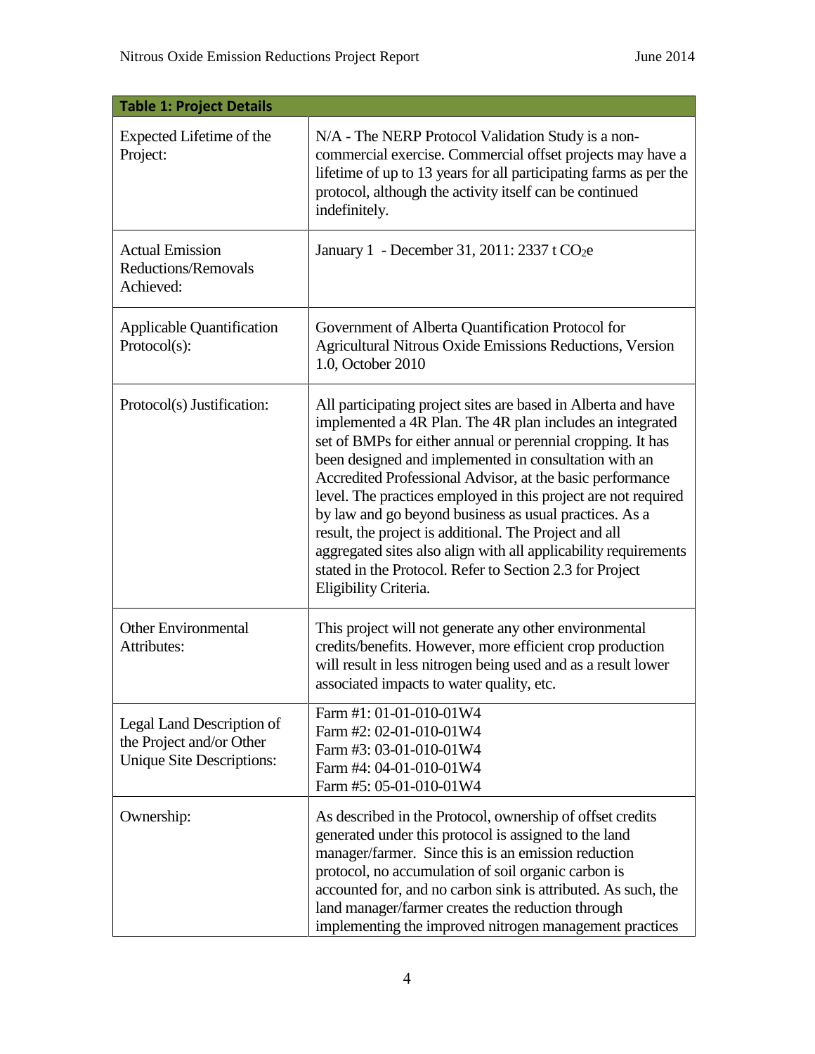| Table 1: Project Details | |
|---|---|
| Expected Lifetime of the Project: | N/A - The NERP Protocol Validation Study is a non-commercial exercise. Commercial offset projects may have a lifetime of up to 13 years for all participating farms as per the protocol, although the activity itself can be continued indefinitely. |
| Actual Emission Reductions/Removals Achieved: | January 1 - December 31, 2011: 2337 t $CO_2$e |
| Applicable Quantification Protocol(s): | Government of Alberta Quantification Protocol for Agricultural Nitrous Oxide Emissions Reductions, Version 1.0, October 2010 |
| Protocol(s) Justification: | All participating project sites are based in Alberta and have implemented a 4R Plan. The 4R plan includes an integrated set of BMPs for either annual or perennial cropping. It has been designed and implemented in consultation with an Accredited Professional Advisor, at the basic performance level. The practices employed in this project are not required by law and go beyond business as usual practices. As a result, the project is additional. The Project and all aggregated sites also align with all applicability requirements stated in the Protocol. Refer to Section 2.3 for Project Eligibility Criteria. |
| Other Environmental Attributes: | This project will not generate any other environmental credits/benefits. However, more efficient crop production will result in less nitrogen being used and as a result lower associated impacts to water quality, etc. |
| Legal Land Description of the Project and/or Other Unique Site Descriptions: | Farm #1: 01-01-010-01W4<br>Farm #2: 02-01-010-01W4<br>Farm #3: 03-01-010-01W4<br>Farm #4: 04-01-010-01W4<br>Farm #5: 05-01-010-01W4 |
| Ownership: | As described in the Protocol, ownership of offset credits generated under this protocol is assigned to the land manager/farmer. Since this is an emission reduction protocol, no accumulation of soil organic carbon is accounted for, and no carbon sink is attributed. As such, the land manager/farmer creates the reduction through implementing the improved nitrogen management practices |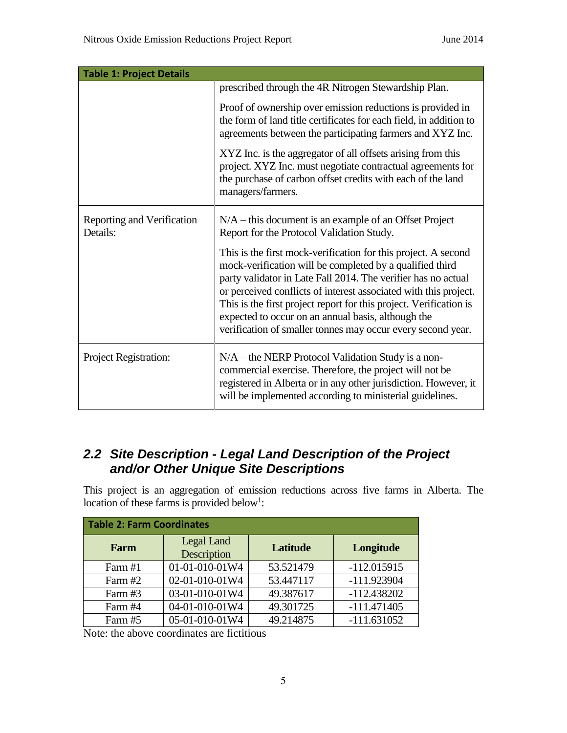| Table 1: Project Details | |
|---|---|
| | prescribed through the 4R Nitrogen Stewardship Plan.<br><br>Proof of ownership over emission reductions is provided in the form of land title certificates for each field, in addition to agreements between the participating farmers and XYZ Inc.<br><br>XYZ Inc. is the aggregator of all offsets arising from this project. XYZ Inc. must negotiate contractual agreements for the purchase of carbon offset credits with each of the land managers/farmers. |
| Reporting and Verification Details: | N/A – this document is an example of an Offset Project Report for the Protocol Validation Study.<br><br>This is the first mock-verification for this project. A second mock-verification will be completed by a qualified third party validator in Late Fall 2014. The verifier has no actual or perceived conflicts of interest associated with this project. This is the first project report for this project. Verification is expected to occur on an annual basis, although the verification of smaller tonnes may occur every second year. |
| Project Registration: | N/A – the NERP Protocol Validation Study is a non-commercial exercise. Therefore, the project will not be registered in Alberta or in any other jurisdiction. However, it will be implemented according to ministerial guidelines. |

## 2.2 Site Description - Legal Land Description of the Project and/or Other Unique Site Descriptions

This project is an aggregation of emission reductions across five farms in Alberta. The location of these farms is provided below[1]:

**Table 2: Farm Coordinates**

| Farm | Legal Land Description | Latitude | Longitude |
|---|---|---|---|
| Farm #1 | 01-01-010-01W4 | 53.521479 | -112.015915 |
| Farm #2 | 02-01-010-01W4 | 53.447117 | -111.923904 |
| Farm #3 | 03-01-010-01W4 | 49.387617 | -112.438202 |
| Farm #4 | 04-01-010-01W4 | 49.301725 | -111.471405 |
| Farm #5 | 05-01-010-01W4 | 49.214875 | -111.631052 |

Note: the above coordinates are fictitious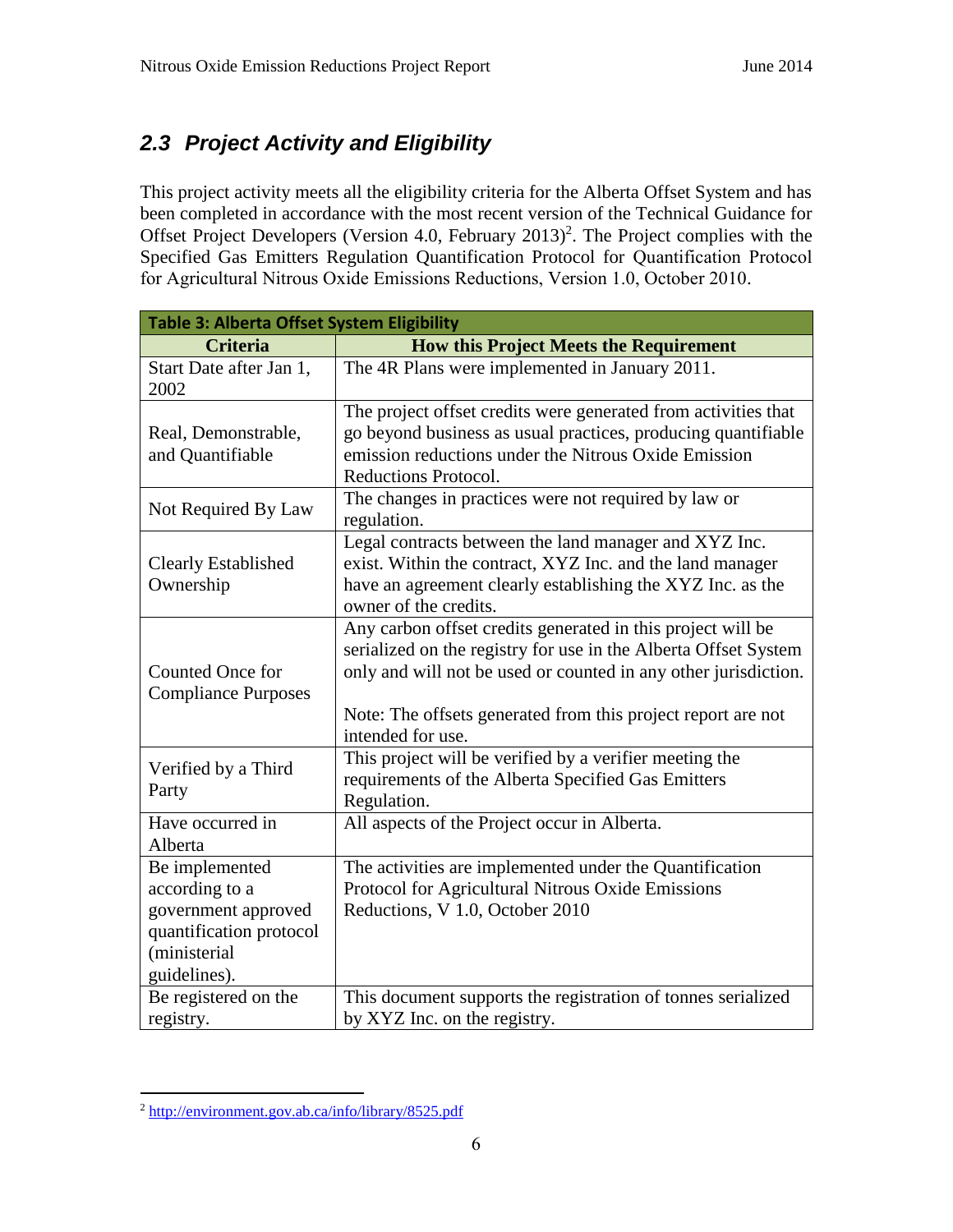## *2.3 Project Activity and Eligibility*

This project activity meets all the eligibility criteria for the Alberta Offset System and has been completed in accordance with the most recent version of the Technical Guidance for Offset Project Developers (Version 4.0, February 2013)[2]. The Project complies with the Specified Gas Emitters Regulation Quantification Protocol for Quantification Protocol for Agricultural Nitrous Oxide Emissions Reductions, Version 1.0, October 2010.

**Table 3: Alberta Offset System Eligibility**

| Criteria | How this Project Meets the Requirement |
|---|---|
| Start Date after Jan 1, 2002 | The 4R Plans were implemented in January 2011. |
| Real, Demonstrable, and Quantifiable | The project offset credits were generated from activities that go beyond business as usual practices, producing quantifiable emission reductions under the Nitrous Oxide Emission Reductions Protocol. |
| Not Required By Law | The changes in practices were not required by law or regulation. |
| Clearly Established Ownership | Legal contracts between the land manager and XYZ Inc. exist. Within the contract, XYZ Inc. and the land manager have an agreement clearly establishing the XYZ Inc. as the owner of the credits. |
| Counted Once for Compliance Purposes | Any carbon offset credits generated in this project will be serialized on the registry for use in the Alberta Offset System only and will not be used or counted in any other jurisdiction.<br><br>Note: The offsets generated from this project report are not intended for use. |
| Verified by a Third Party | This project will be verified by a verifier meeting the requirements of the Alberta Specified Gas Emitters Regulation. |
| Have occurred in Alberta | All aspects of the Project occur in Alberta. |
| Be implemented according to a government approved quantification protocol (ministerial guidelines). | The activities are implemented under the Quantification Protocol for Agricultural Nitrous Oxide Emissions Reductions, V 1.0, October 2010 |
| Be registered on the registry. | This document supports the registration of tonnes serialized by XYZ Inc. on the registry. |

[2] http://environment.gov.ab.ca/info/library/8525.pdf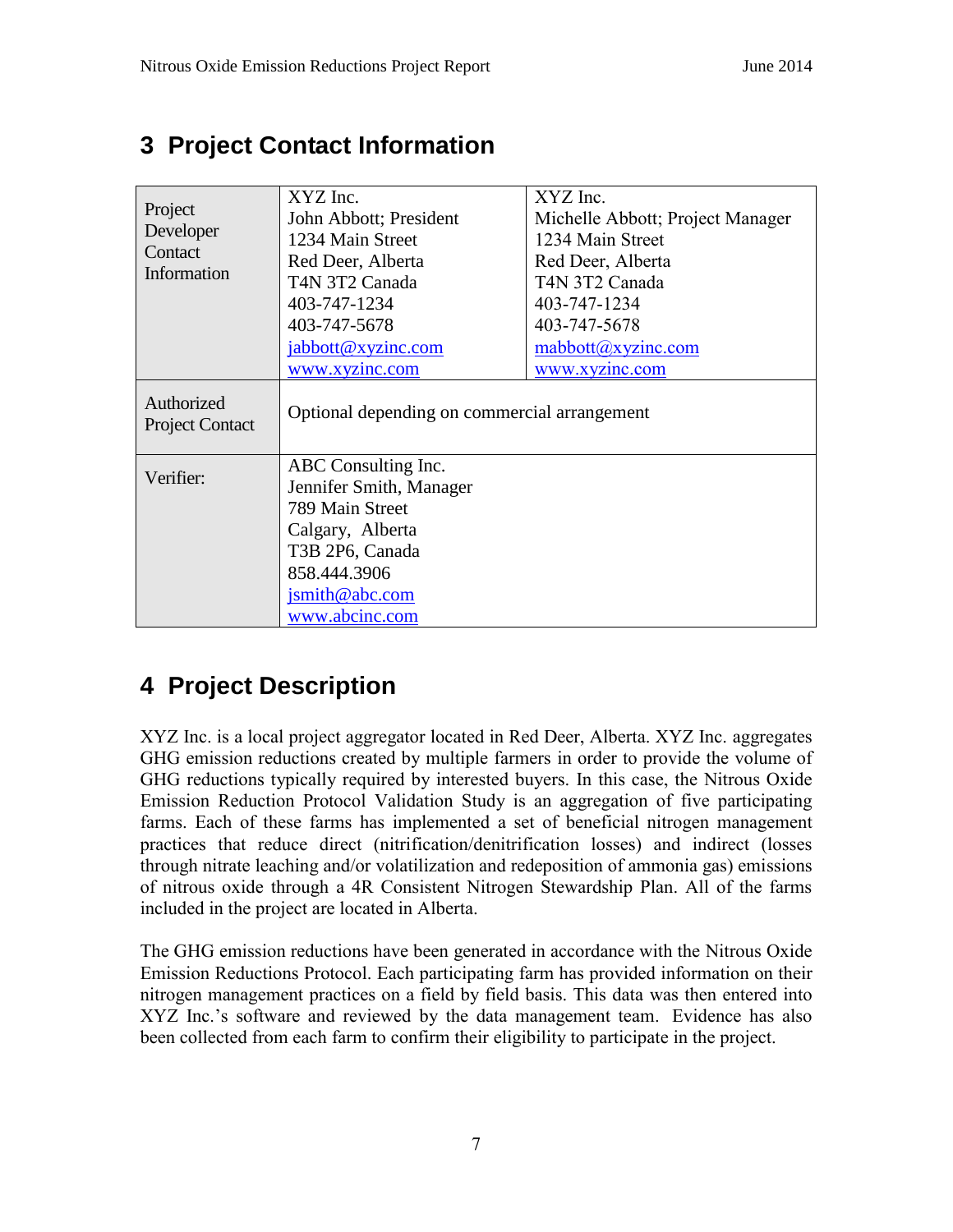# 3 Project Contact Information

| | | |
|---|---|---|
| Project Developer Contact Information | XYZ Inc.<br>John Abbott; President<br>1234 Main Street<br>Red Deer, Alberta<br>T4N 3T2 Canada<br>403-747-1234<br>403-747-5678<br>jabbott@xyzinc.com<br>www.xyzinc.com | XYZ Inc.<br>Michelle Abbott; Project Manager<br>1234 Main Street<br>Red Deer, Alberta<br>T4N 3T2 Canada<br>403-747-1234<br>403-747-5678<br>mabbott@xyzinc.com<br>www.xyzinc.com |
| Authorized Project Contact | Optional depending on commercial arrangement | |
| Verifier: | ABC Consulting Inc.<br>Jennifer Smith, Manager<br>789 Main Street<br>Calgary, Alberta<br>T3B 2P6, Canada<br>858.444.3906<br>jsmith@abc.com<br>www.abcinc.com | |

# 4 Project Description

XYZ Inc. is a local project aggregator located in Red Deer, Alberta. XYZ Inc. aggregates GHG emission reductions created by multiple farmers in order to provide the volume of GHG reductions typically required by interested buyers. In this case, the Nitrous Oxide Emission Reduction Protocol Validation Study is an aggregation of five participating farms. Each of these farms has implemented a set of beneficial nitrogen management practices that reduce direct (nitrification/denitrification losses) and indirect (losses through nitrate leaching and/or volatilization and redeposition of ammonia gas) emissions of nitrous oxide through a 4R Consistent Nitrogen Stewardship Plan. All of the farms included in the project are located in Alberta.

The GHG emission reductions have been generated in accordance with the Nitrous Oxide Emission Reductions Protocol. Each participating farm has provided information on their nitrogen management practices on a field by field basis. This data was then entered into XYZ Inc.'s software and reviewed by the data management team. Evidence has also been collected from each farm to confirm their eligibility to participate in the project.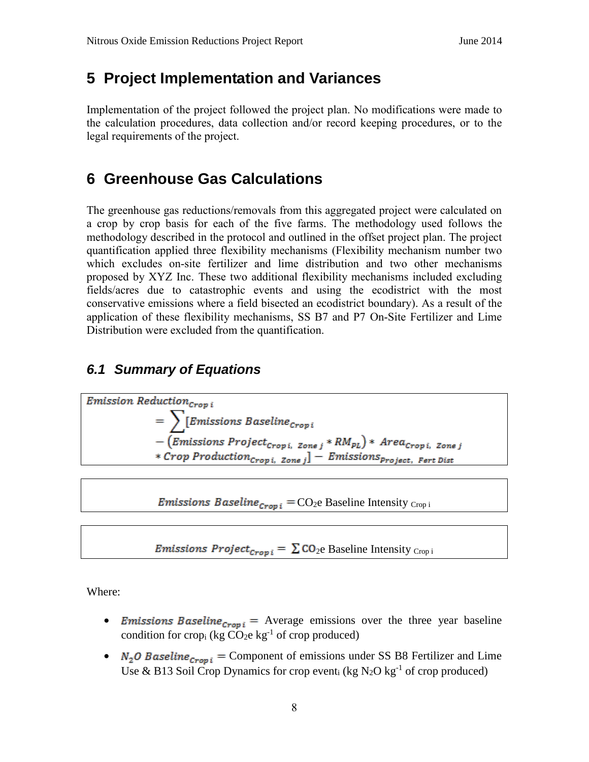# 5 Project Implementation and Variances

Implementation of the project followed the project plan. No modifications were made to the calculation procedures, data collection and/or record keeping procedures, or to the legal requirements of the project.

# 6 Greenhouse Gas Calculations

The greenhouse gas reductions/removals from this aggregated project were calculated on a crop by crop basis for each of the five farms. The methodology used follows the methodology described in the protocol and outlined in the offset project plan. The project quantification applied three flexibility mechanisms (Flexibility mechanism number two which excludes on-site fertilizer and lime distribution and two other mechanisms proposed by XYZ Inc. These two additional flexibility mechanisms included excluding fields/acres due to catastrophic events and using the ecodistrict with the most conservative emissions where a field bisected an ecodistrict boundary). As a result of the application of these flexibility mechanisms, SS B7 and P7 On-Site Fertilizer and Lime Distribution were excluded from the quantification.

## 6.1 Summary of Equations

$$Emission\ Reduction_{Crop\ i} = \sum [Emissions\ Baseline_{Crop\ i} - (Emissions\ Project_{Crop\ i,\ Zone\ j} * RM_{PL}) * Area_{Crop\ i,\ Zone\ j} * Crop\ Production_{Crop\ i,\ Zone\ j}] - Emissions_{Project,\ Fert\ Dist}$$

$$Emissions\ Baseline_{Crop\ i} = CO_2e\ \text{Baseline Intensity}_{Crop\ i}$$

$$Emissions\ Project_{Crop\ i} = \sum CO_2e\ \text{Baseline Intensity}_{Crop\ i}$$

Where:

- $Emissions\ Baseline_{Crop\ i}$ = Average emissions over the three year baseline condition for crop$_i$ (kg $CO_2e$ kg$^{-1}$ of crop produced)
- $N_2O\ Baseline_{Crop\ i}$ = Component of emissions under SS B8 Fertilizer and Lime Use & B13 Soil Crop Dynamics for crop event$_i$ (kg $N_2O$ kg$^{-1}$ of crop produced)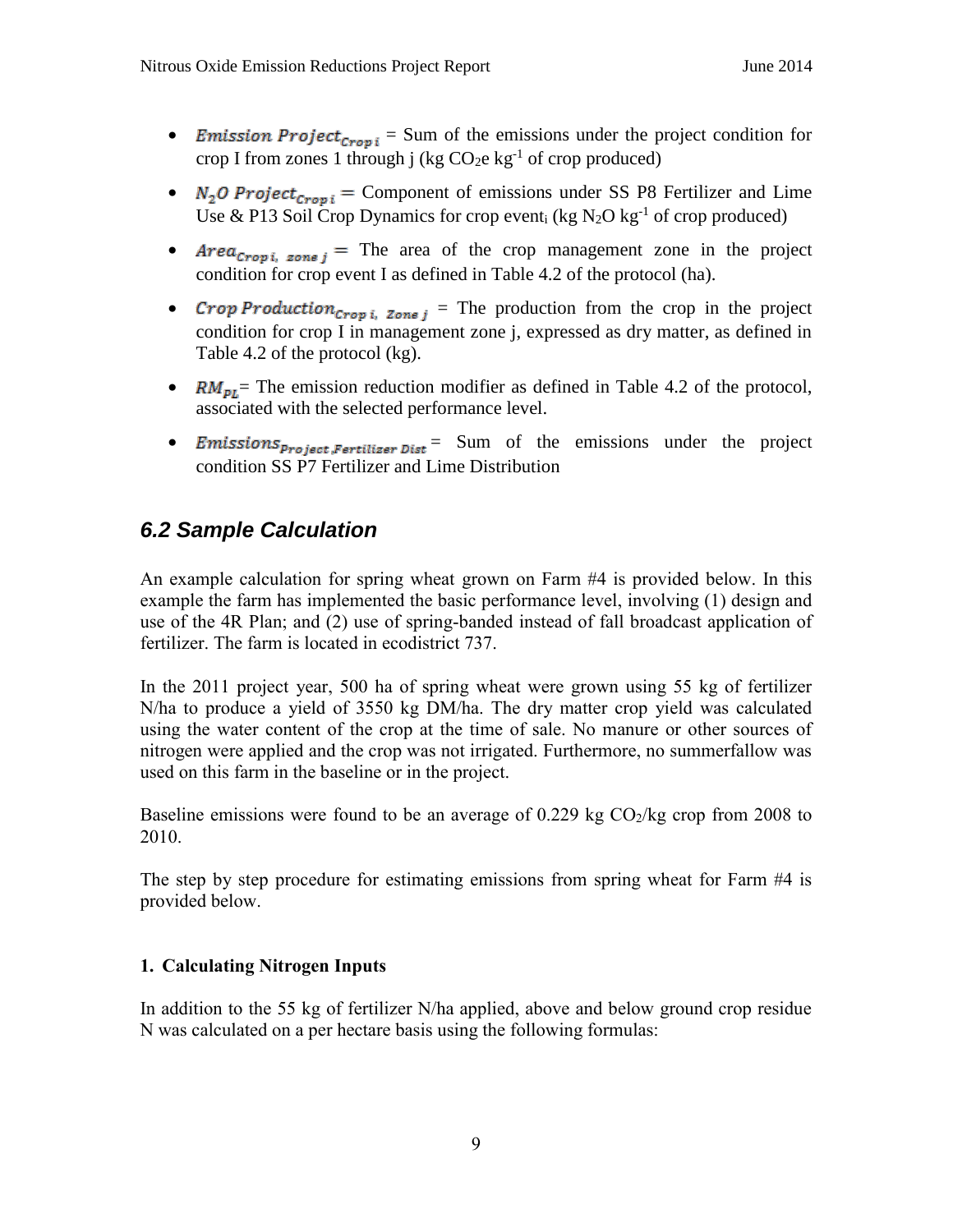- $Emission\ Project_{Crop\ i}$ = Sum of the emissions under the project condition for crop I from zones 1 through j (kg $CO_2e$ $kg^{-1}$ of crop produced)
- $N_2O\ Project_{Crop\ i}$ = Component of emissions under SS P8 Fertilizer and Lime Use & P13 Soil Crop Dynamics for crop $event_i$ (kg $N_2O$ $kg^{-1}$ of crop produced)
- $Area_{Crop\ i,\ zone\ j}$ = The area of the crop management zone in the project condition for crop event I as defined in Table 4.2 of the protocol (ha).
- $Crop\ Production_{Crop\ i,\ Zone\ j}$ = The production from the crop in the project condition for crop I in management zone j, expressed as dry matter, as defined in Table 4.2 of the protocol (kg).
- $RM_{PL}$= The emission reduction modifier as defined in Table 4.2 of the protocol, associated with the selected performance level.
- $Emissions_{Project,Fertilizer\ Dist}$ = Sum of the emissions under the project condition SS P7 Fertilizer and Lime Distribution

## *6.2 Sample Calculation*

An example calculation for spring wheat grown on Farm #4 is provided below. In this example the farm has implemented the basic performance level, involving (1) design and use of the 4R Plan; and (2) use of spring-banded instead of fall broadcast application of fertilizer. The farm is located in ecodistrict 737.

In the 2011 project year, 500 ha of spring wheat were grown using 55 kg of fertilizer N/ha to produce a yield of 3550 kg DM/ha. The dry matter crop yield was calculated using the water content of the crop at the time of sale. No manure or other sources of nitrogen were applied and the crop was not irrigated. Furthermore, no summerfallow was used on this farm in the baseline or in the project.

Baseline emissions were found to be an average of 0.229 kg $CO_2$/kg crop from 2008 to 2010.

The step by step procedure for estimating emissions from spring wheat for Farm #4 is provided below.

**1. Calculating Nitrogen Inputs**

In addition to the 55 kg of fertilizer N/ha applied, above and below ground crop residue N was calculated on a per hectare basis using the following formulas: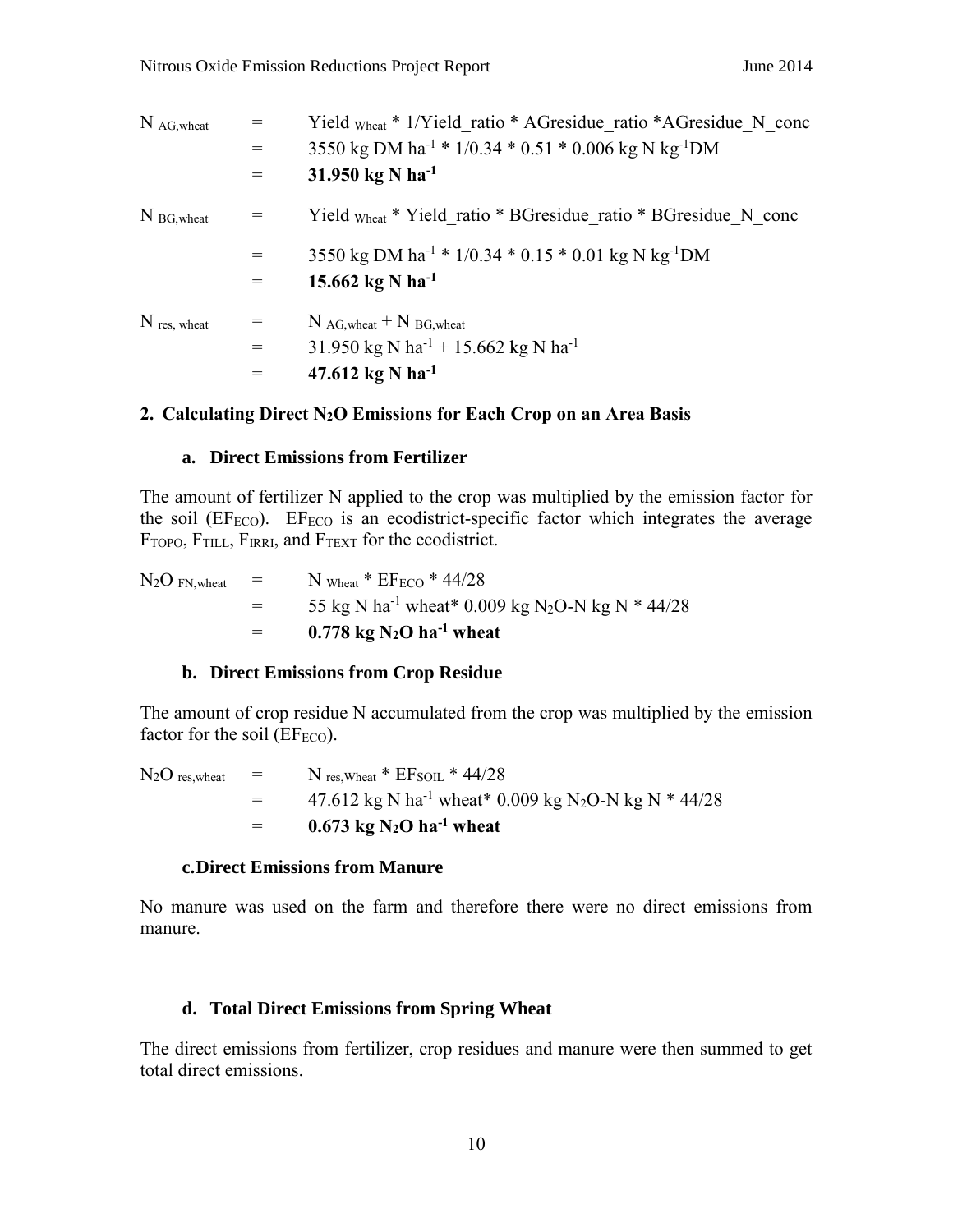$N_{AG,wheat}$ = Yield $_{Wheat}$ * 1/Yield_ratio * AGresidue_ratio *AGresidue_N_conc
= 3550 kg DM $ha^{-1}$ * 1/0.34 * 0.51 * 0.006 kg N $kg^{-1}$DM
= **31.950 kg N $ha^{-1}$**

$N_{BG,wheat}$ = Yield $_{Wheat}$ * Yield_ratio * BGresidue_ratio * BGresidue_N_conc
= 3550 kg DM $ha^{-1}$ * 1/0.34 * 0.15 * 0.01 kg N $kg^{-1}$DM
= **15.662 kg N $ha^{-1}$**

$N_{res,\ wheat}$ = $N_{AG,wheat}$ + $N_{BG,wheat}$
= 31.950 kg N $ha^{-1}$ + 15.662 kg N $ha^{-1}$
= **47.612 kg N $ha^{-1}$**

## 2. Calculating Direct $N_2O$ Emissions for Each Crop on an Area Basis

### a. Direct Emissions from Fertilizer

The amount of fertilizer N applied to the crop was multiplied by the emission factor for the soil ($EF_{ECO}$). $EF_{ECO}$ is an ecodistrict-specific factor which integrates the average $F_{TOPO}$, $F_{TILL}$, $F_{IRRI}$, and $F_{TEXT}$ for the ecodistrict.

$N_2O_{FN,wheat}$ = $N_{Wheat}$ * $EF_{ECO}$ * 44/28
= 55 kg N $ha^{-1}$ wheat* 0.009 kg $N_2O$-N kg N * 44/28
= **0.778 kg $N_2O$ $ha^{-1}$ wheat**

### b. Direct Emissions from Crop Residue

The amount of crop residue N accumulated from the crop was multiplied by the emission factor for the soil ($EF_{ECO}$).

$N_2O_{res,wheat}$ = $N_{res,Wheat}$ * $EF_{SOIL}$ * 44/28
= 47.612 kg N $ha^{-1}$ wheat* 0.009 kg $N_2O$-N kg N * 44/28
= **0.673 kg $N_2O$ $ha^{-1}$ wheat**

### c. Direct Emissions from Manure

No manure was used on the farm and therefore there were no direct emissions from manure.

### d. Total Direct Emissions from Spring Wheat

The direct emissions from fertilizer, crop residues and manure were then summed to get total direct emissions.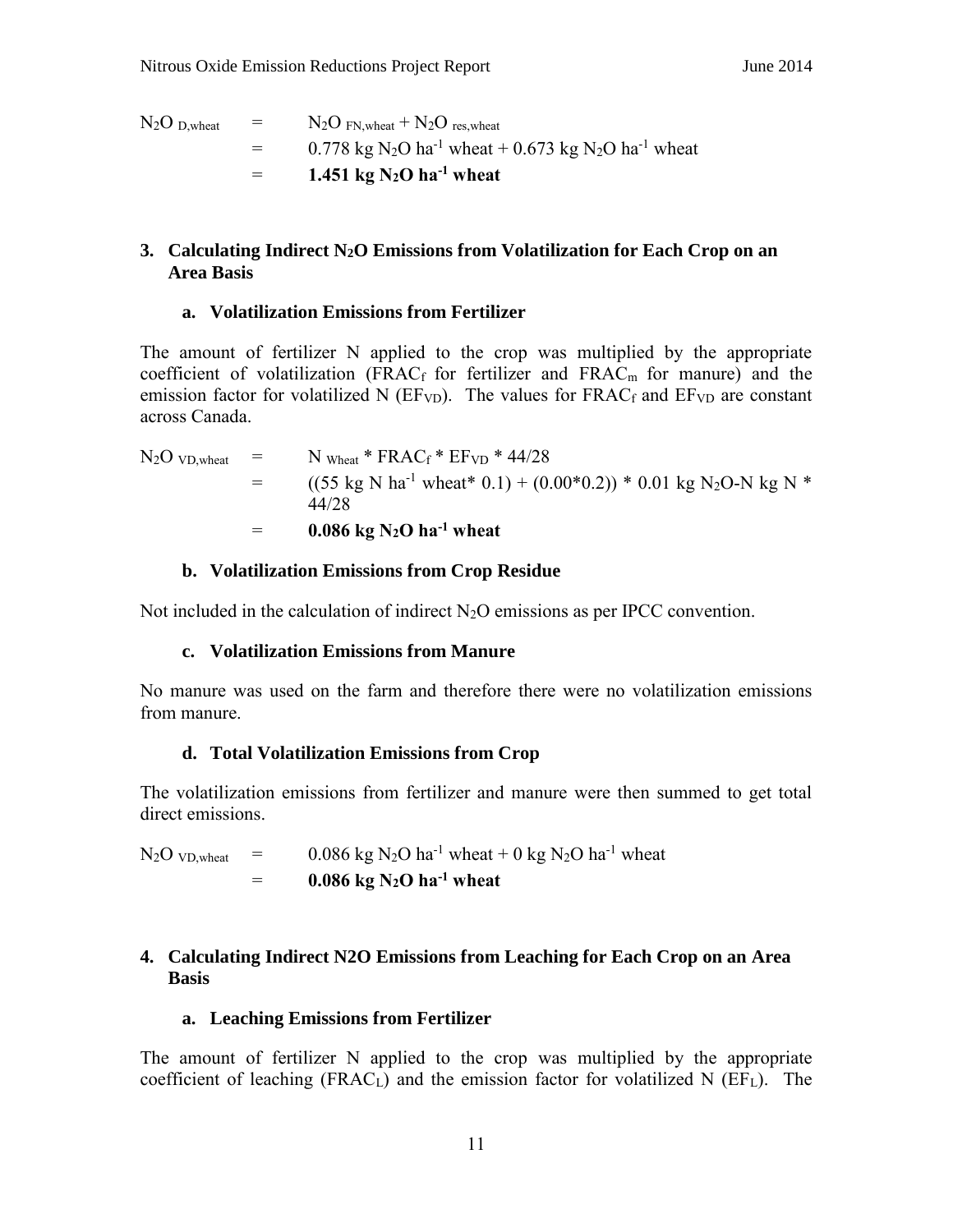$$
\begin{aligned}
N_2O_{\text{D,wheat}} &= N_2O_{\text{FN,wheat}} + N_2O_{\text{res,wheat}} \\
&= 0.778 \text{ kg } N_2O \text{ ha}^{-1} \text{ wheat} + 0.673 \text{ kg } N_2O \text{ ha}^{-1} \text{ wheat} \\
&= \mathbf{1.451 \text{ kg } N_2O \text{ ha}^{-1} \text{ wheat}}
\end{aligned}
$$

### 3. Calculating Indirect $N_2O$ Emissions from Volatilization for Each Crop on an Area Basis

#### a. Volatilization Emissions from Fertilizer

The amount of fertilizer N applied to the crop was multiplied by the appropriate coefficient of volatilization ($FRAC_f$ for fertilizer and $FRAC_m$ for manure) and the emission factor for volatilized N ($EF_{VD}$). The values for $FRAC_f$ and $EF_{VD}$ are constant across Canada.

$$
\begin{aligned}
N_2O_{\text{VD,wheat}} &= N_{\text{Wheat}} * FRAC_f * EF_{VD} * 44/28 \\
&= ((55 \text{ kg N ha}^{-1} \text{ wheat}* 0.1) + (0.00*0.2)) * 0.01 \text{ kg } N_2O\text{-N kg N} * 44/28 \\
&= \mathbf{0.086 \text{ kg } N_2O \text{ ha}^{-1} \text{ wheat}}
\end{aligned}
$$

#### b. Volatilization Emissions from Crop Residue

Not included in the calculation of indirect $N_2O$ emissions as per IPCC convention.

#### c. Volatilization Emissions from Manure

No manure was used on the farm and therefore there were no volatilization emissions from manure.

#### d. Total Volatilization Emissions from Crop

The volatilization emissions from fertilizer and manure were then summed to get total direct emissions.

$$
\begin{aligned}
N_2O_{\text{VD,wheat}} &= 0.086 \text{ kg } N_2O \text{ ha}^{-1} \text{ wheat} + 0 \text{ kg } N_2O \text{ ha}^{-1} \text{ wheat} \\
&= \mathbf{0.086 \text{ kg } N_2O \text{ ha}^{-1} \text{ wheat}}
\end{aligned}
$$

### 4. Calculating Indirect N2O Emissions from Leaching for Each Crop on an Area Basis

#### a. Leaching Emissions from Fertilizer

The amount of fertilizer N applied to the crop was multiplied by the appropriate coefficient of leaching ($FRAC_L$) and the emission factor for volatilized N ($EF_L$). The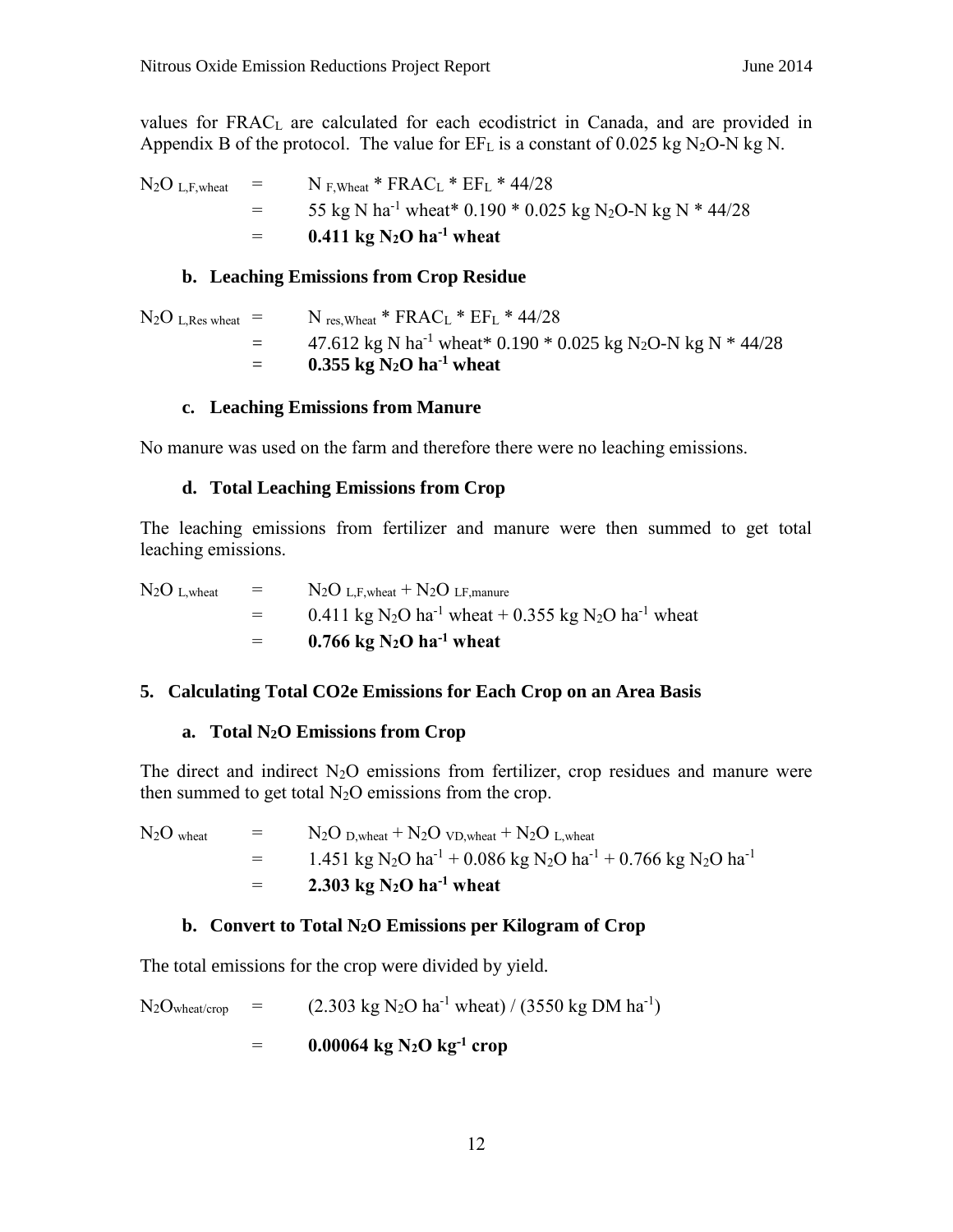values for $FRAC_L$ are calculated for each ecodistrict in Canada, and are provided in Appendix B of the protocol. The value for $EF_L$ is a constant of 0.025 kg $N_2O$-N kg N.

$$N_2O_{L,F,wheat} = N_{F,Wheat} * FRAC_L * EF_L * 44/28$$

$$= 55 \text{ kg N ha}^{-1} \text{ wheat} * 0.190 * 0.025 \text{ kg } N_2O\text{-N kg N} * 44/28$$

$$= \mathbf{0.411 \text{ kg } N_2O \text{ ha}^{-1} \text{ wheat}}$$

### b. Leaching Emissions from Crop Residue

$$N_2O_{L,Res\ wheat} = N_{res,Wheat} * FRAC_L * EF_L * 44/28$$

$$= 47.612 \text{ kg N ha}^{-1} \text{ wheat} * 0.190 * 0.025 \text{ kg } N_2O\text{-N kg N} * 44/28$$

$$= \mathbf{0.355 \text{ kg } N_2O \text{ ha}^{-1} \text{ wheat}}$$

### c. Leaching Emissions from Manure

No manure was used on the farm and therefore there were no leaching emissions.

### d. Total Leaching Emissions from Crop

The leaching emissions from fertilizer and manure were then summed to get total leaching emissions.

$$N_2O_{L,wheat} = N_2O_{L,F,wheat} + N_2O_{LF,manure}$$

$$= 0.411 \text{ kg } N_2O \text{ ha}^{-1} \text{ wheat} + 0.355 \text{ kg } N_2O \text{ ha}^{-1} \text{ wheat}$$

$$= \mathbf{0.766 \text{ kg } N_2O \text{ ha}^{-1} \text{ wheat}}$$

## 5. Calculating Total CO2e Emissions for Each Crop on an Area Basis

### a. Total $N_2O$ Emissions from Crop

The direct and indirect $N_2O$ emissions from fertilizer, crop residues and manure were then summed to get total $N_2O$ emissions from the crop.

$$N_2O_{wheat} = N_2O_{D,wheat} + N_2O_{VD,wheat} + N_2O_{L,wheat}$$

$$= 1.451 \text{ kg } N_2O \text{ ha}^{-1} + 0.086 \text{ kg } N_2O \text{ ha}^{-1} + 0.766 \text{ kg } N_2O \text{ ha}^{-1}$$

$$= \mathbf{2.303 \text{ kg } N_2O \text{ ha}^{-1} \text{ wheat}}$$

### b. Convert to Total $N_2O$ Emissions per Kilogram of Crop

The total emissions for the crop were divided by yield.

$$N_2O_{wheat/crop} = (2.303 \text{ kg } N_2O \text{ ha}^{-1} \text{ wheat}) / (3550 \text{ kg DM ha}^{-1})$$

$$= \mathbf{0.00064 \text{ kg } N_2O \text{ kg}^{-1} \text{ crop}}$$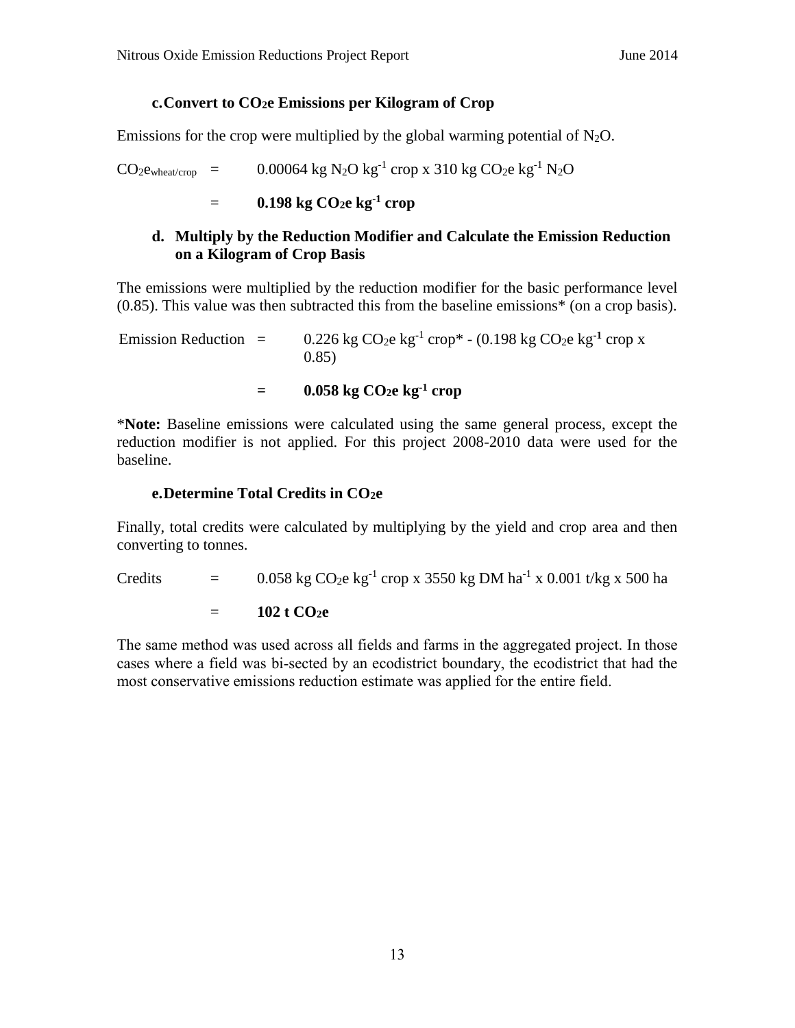### c. Convert to $CO_2e$ Emissions per Kilogram of Crop

Emissions for the crop were multiplied by the global warming potential of $N_2O$.

$CO_2e_{wheat/crop}$ = 0.00064 kg $N_2O$ $kg^{-1}$ crop x 310 kg $CO_2e$ $kg^{-1}$ $N_2O$

= **0.198 kg $CO_2e$ $kg^{-1}$ crop**

### d. Multiply by the Reduction Modifier and Calculate the Emission Reduction on a Kilogram of Crop Basis

The emissions were multiplied by the reduction modifier for the basic performance level (0.85). This value was then subtracted this from the baseline emissions* (on a crop basis).

Emission Reduction = 0.226 kg $CO_2e$ $kg^{-1}$ crop* - (0.198 kg $CO_2e$ $kg^{-1}$ crop x 0.85)

= **0.058 kg $CO_2e$ $kg^{-1}$ crop**

***Note:** Baseline emissions were calculated using the same general process, except the reduction modifier is not applied. For this project 2008-2010 data were used for the baseline.

### e. Determine Total Credits in $CO_2e$

Finally, total credits were calculated by multiplying by the yield and crop area and then converting to tonnes.

Credits = 0.058 kg $CO_2e$ $kg^{-1}$ crop x 3550 kg DM $ha^{-1}$ x 0.001 t/kg x 500 ha

= **102 t $CO_2e$**

The same method was used across all fields and farms in the aggregated project. In those cases where a field was bi-sected by an ecodistrict boundary, the ecodistrict that had the most conservative emissions reduction estimate was applied for the entire field.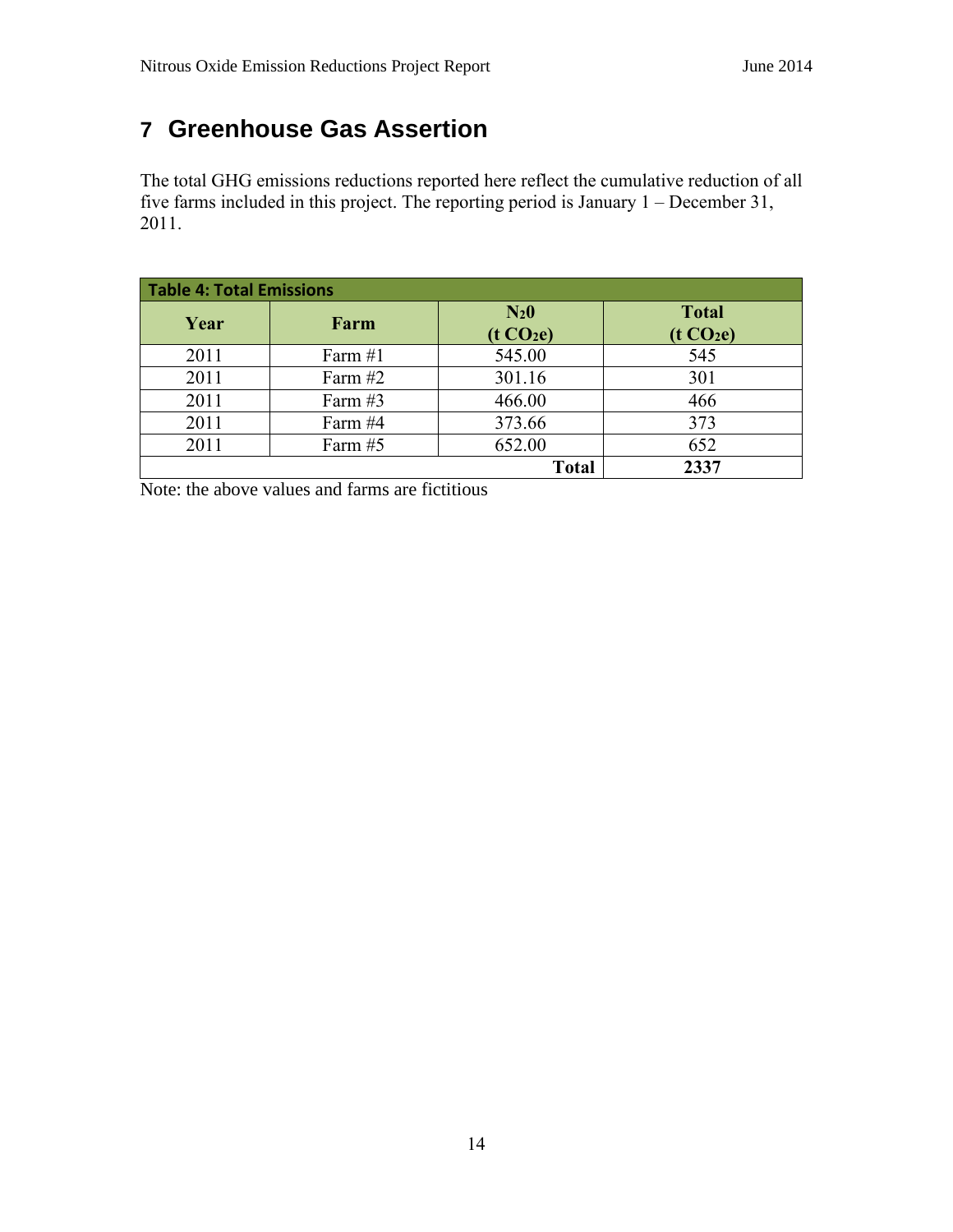# 7 Greenhouse Gas Assertion

The total GHG emissions reductions reported here reflect the cumulative reduction of all five farms included in this project. The reporting period is January 1 – December 31, 2011.

**Table 4: Total Emissions**

| Year | Farm | $N_20$ (t $CO_2e$) | Total (t $CO_2e$) |
|---|---|---|---|
| 2011 | Farm #1 | 545.00 | 545 |
| 2011 | Farm #2 | 301.16 | 301 |
| 2011 | Farm #3 | 466.00 | 466 |
| 2011 | Farm #4 | 373.66 | 373 |
| 2011 | Farm #5 | 652.00 | 652 |
| | | **Total** | **2337** |

Note: the above values and farms are fictitious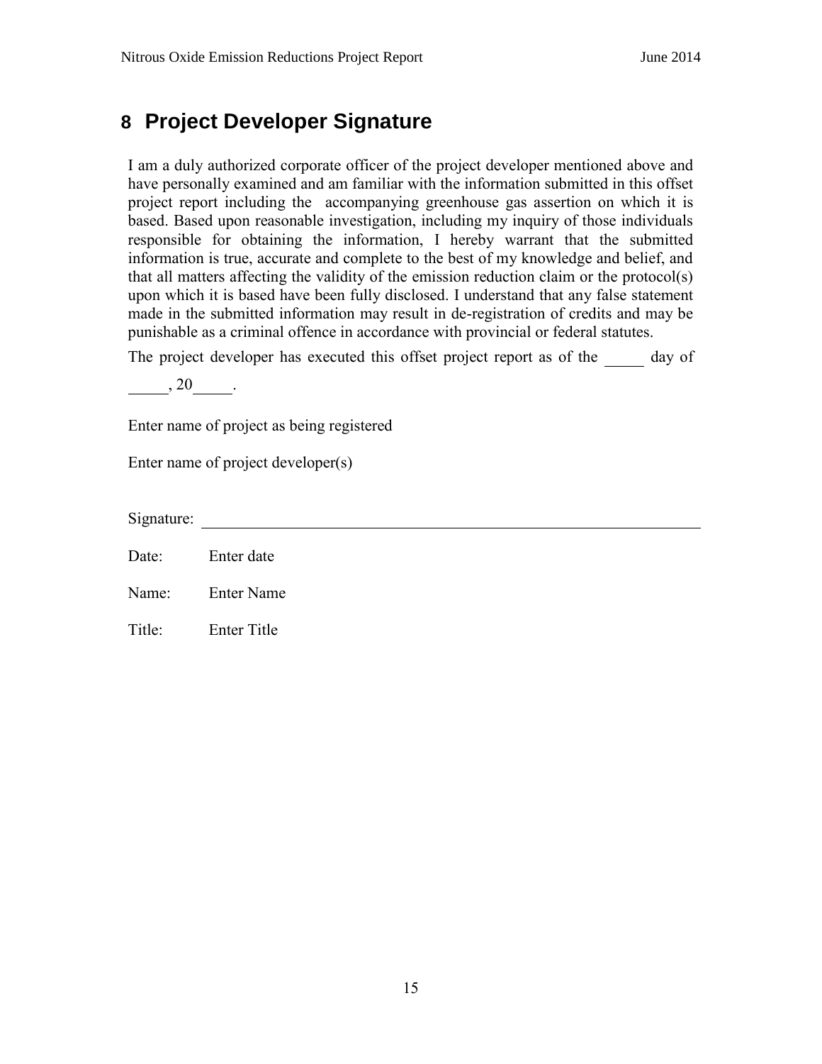# 8 Project Developer Signature

I am a duly authorized corporate officer of the project developer mentioned above and have personally examined and am familiar with the information submitted in this offset project report including the accompanying greenhouse gas assertion on which it is based. Based upon reasonable investigation, including my inquiry of those individuals responsible for obtaining the information, I hereby warrant that the submitted information is true, accurate and complete to the best of my knowledge and belief, and that all matters affecting the validity of the emission reduction claim or the protocol(s) upon which it is based have been fully disclosed. I understand that any false statement made in the submitted information may result in de-registration of credits and may be punishable as a criminal offence in accordance with provincial or federal statutes.

The project developer has executed this offset project report as of the _____ day of _____, 20_____.

Enter name of project as being registered

Enter name of project developer(s)

Signature: ______________________________________________

Date: Enter date

Name: Enter Name

Title: Enter Title